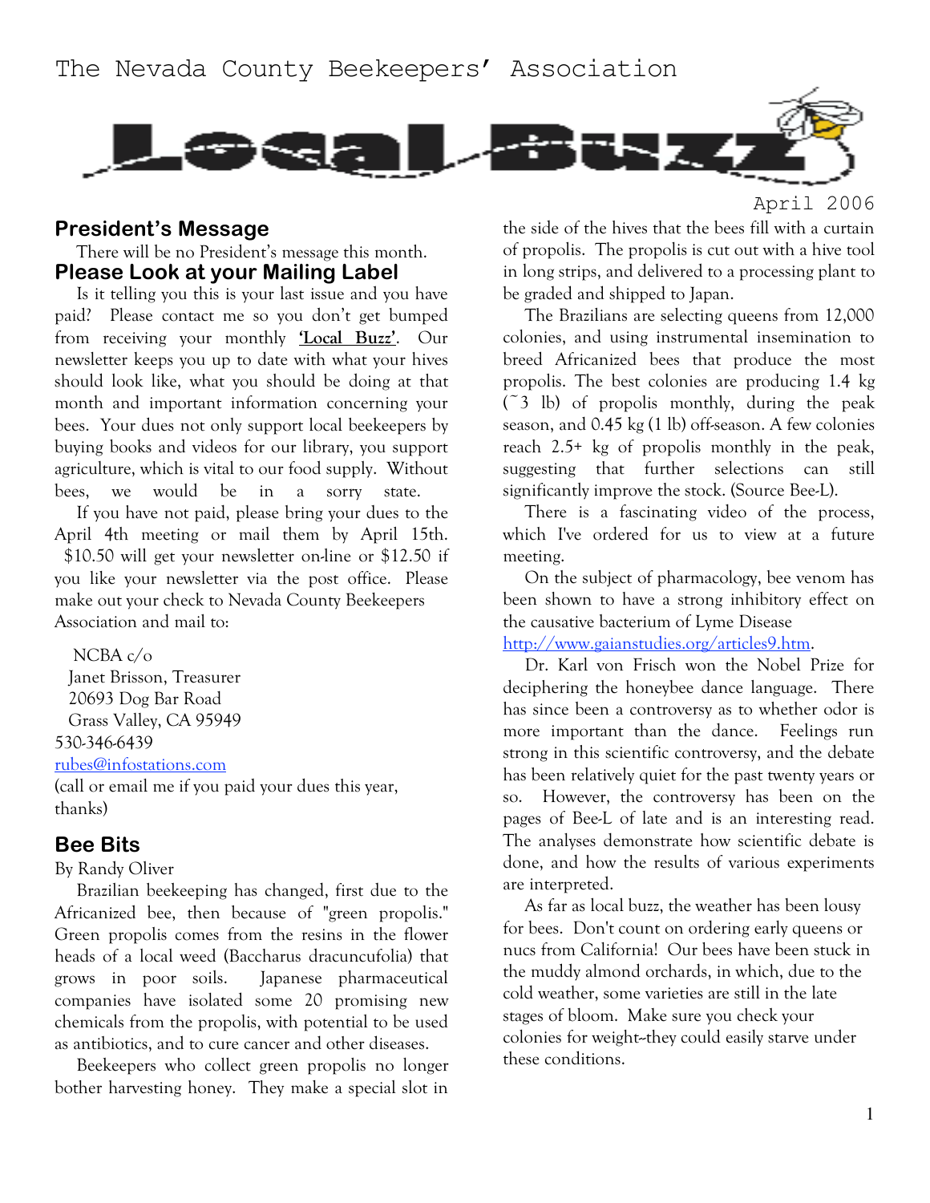The Nevada County Beekeepers' Association

# Local Buzz

April 2006

## President's Message

There will be no President's message this month.

## Please Look at your Mailing Label

Is it telling you this is your last issue and you have paid? Please contact me so you don't get bumped from receiving your monthly **'Local Buzz'**. Our newsletter keeps you up to date with what your hives should look like, what you should be doing at that month and important information concerning your bees. Your dues not only support local beekeepers by buying books and videos for our library, you support agriculture, which is vital to our food supply. Without bees, we would be in a sorry state.

If you have not paid, please bring your dues to the April 4th meeting or mail them by April 15th. $10.50 will get your newsletter on-line or $12.50 if you like your newsletter via the post office. Please make out your check to Nevada County Beekeepers Association and mail to:

NCBA c/o
Janet Brisson, Treasurer
20693 Dog Bar Road
Grass Valley, CA 95949
530-346-6439
rubes@infostations.com
(call or email me if you paid your dues this year, thanks)

## Bee Bits

By Randy Oliver

Brazilian beekeeping has changed, first due to the Africanized bee, then because of "green propolis." Green propolis comes from the resins in the flower heads of a local weed (Baccharus dracuncufolia) that grows in poor soils. Japanese pharmaceutical companies have isolated some 20 promising new chemicals from the propolis, with potential to be used as antibiotics, and to cure cancer and other diseases.

Beekeepers who collect green propolis no longer bother harvesting honey. They make a special slot in the side of the hives that the bees fill with a curtain of propolis. The propolis is cut out with a hive tool in long strips, and delivered to a processing plant to be graded and shipped to Japan.

The Brazilians are selecting queens from 12,000 colonies, and using instrumental insemination to breed Africanized bees that produce the most propolis. The best colonies are producing 1.4 kg (~3 lb) of propolis monthly, during the peak season, and 0.45 kg (1 lb) off-season. A few colonies reach 2.5+ kg of propolis monthly in the peak, suggesting that further selections can still significantly improve the stock. (Source Bee-L).

There is a fascinating video of the process, which I've ordered for us to view at a future meeting.

On the subject of pharmacology, bee venom has been shown to have a strong inhibitory effect on the causative bacterium of Lyme Disease http://www.gaianstudies.org/articles9.htm.

Dr. Karl von Frisch won the Nobel Prize for deciphering the honeybee dance language. There has since been a controversy as to whether odor is more important than the dance. Feelings run strong in this scientific controversy, and the debate has been relatively quiet for the past twenty years or so. However, the controversy has been on the pages of Bee-L of late and is an interesting read. The analyses demonstrate how scientific debate is done, and how the results of various experiments are interpreted.

As far as local buzz, the weather has been lousy for bees. Don't count on ordering early queens or nucs from California! Our bees have been stuck in the muddy almond orchards, in which, due to the cold weather, some varieties are still in the late stages of bloom. Make sure you check your colonies for weight--they could easily starve under these conditions.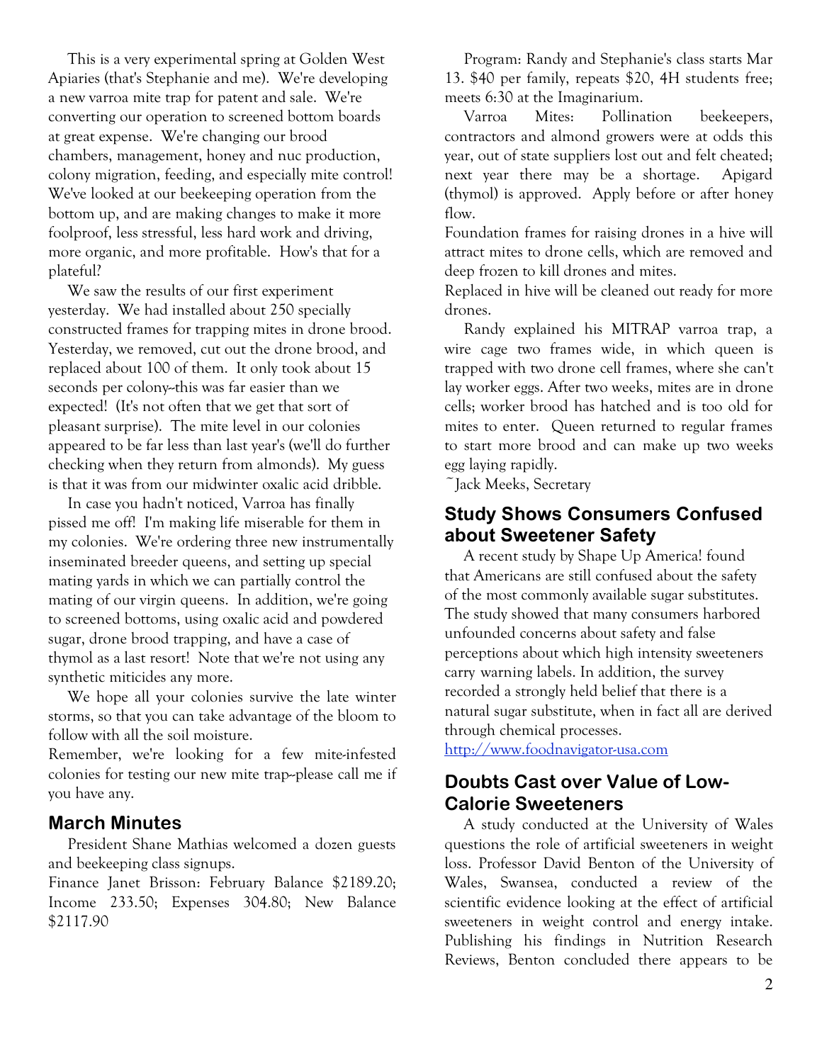This is a very experimental spring at Golden West Apiaries (that's Stephanie and me). We're developing a new varroa mite trap for patent and sale. We're converting our operation to screened bottom boards at great expense. We're changing our brood chambers, management, honey and nuc production, colony migration, feeding, and especially mite control! We've looked at our beekeeping operation from the bottom up, and are making changes to make it more foolproof, less stressful, less hard work and driving, more organic, and more profitable. How's that for a plateful?

We saw the results of our first experiment yesterday. We had installed about 250 specially constructed frames for trapping mites in drone brood. Yesterday, we removed, cut out the drone brood, and replaced about 100 of them. It only took about 15 seconds per colony--this was far easier than we expected! (It's not often that we get that sort of pleasant surprise). The mite level in our colonies appeared to be far less than last year's (we'll do further checking when they return from almonds). My guess is that it was from our midwinter oxalic acid dribble.

In case you hadn't noticed, Varroa has finally pissed me off! I'm making life miserable for them in my colonies. We're ordering three new instrumentally inseminated breeder queens, and setting up special mating yards in which we can partially control the mating of our virgin queens. In addition, we're going to screened bottoms, using oxalic acid and powdered sugar, drone brood trapping, and have a case of thymol as a last resort! Note that we're not using any synthetic miticides any more.

We hope all your colonies survive the late winter storms, so that you can take advantage of the bloom to follow with all the soil moisture.

Remember, we're looking for a few mite-infested colonies for testing our new mite trap--please call me if you have any.

## March Minutes

President Shane Mathias welcomed a dozen guests and beekeeping class signups.

Finance Janet Brisson: February Balance $2189.20; Income 233.50; Expenses 304.80; New Balance $2117.90

Program: Randy and Stephanie's class starts Mar 13. $40 per family, repeats $20, 4H students free; meets 6:30 at the Imaginarium.

Varroa Mites: Pollination beekeepers, contractors and almond growers were at odds this year, out of state suppliers lost out and felt cheated; next year there may be a shortage. Apigard (thymol) is approved. Apply before or after honey flow.

Foundation frames for raising drones in a hive will attract mites to drone cells, which are removed and deep frozen to kill drones and mites.

Replaced in hive will be cleaned out ready for more drones.

Randy explained his MITRAP varroa trap, a wire cage two frames wide, in which queen is trapped with two drone cell frames, where she can't lay worker eggs. After two weeks, mites are in drone cells; worker brood has hatched and is too old for mites to enter. Queen returned to regular frames to start more brood and can make up two weeks egg laying rapidly.

~Jack Meeks, Secretary

## Study Shows Consumers Confused about Sweetener Safety

A recent study by Shape Up America! found that Americans are still confused about the safety of the most commonly available sugar substitutes. The study showed that many consumers harbored unfounded concerns about safety and false perceptions about which high intensity sweeteners carry warning labels. In addition, the survey recorded a strongly held belief that there is a natural sugar substitute, when in fact all are derived through chemical processes.

http://www.foodnavigator-usa.com

## Doubts Cast over Value of Low-Calorie Sweeteners

A study conducted at the University of Wales questions the role of artificial sweeteners in weight loss. Professor David Benton of the University of Wales, Swansea, conducted a review of the scientific evidence looking at the effect of artificial sweeteners in weight control and energy intake. Publishing his findings in Nutrition Research Reviews, Benton concluded there appears to be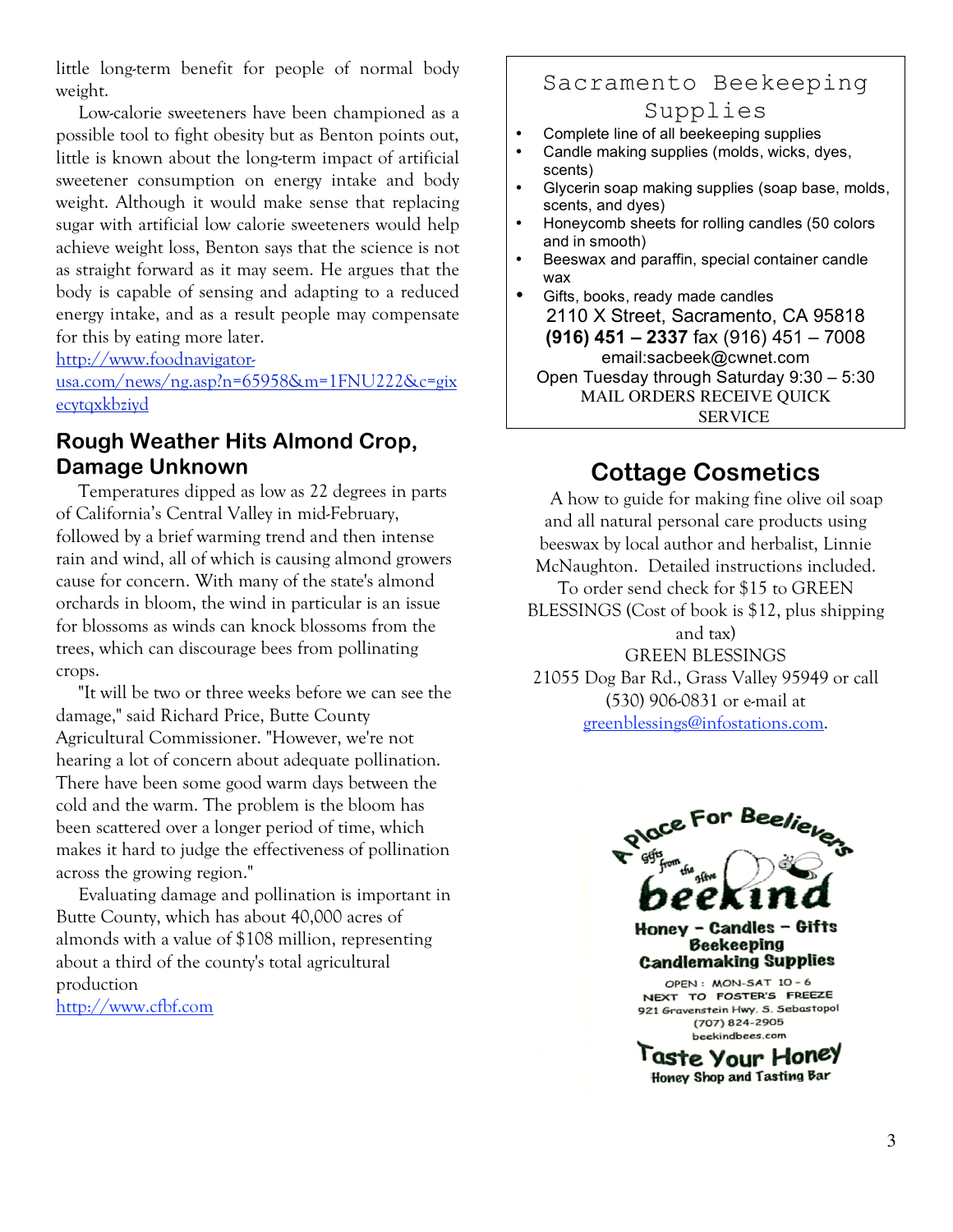little long-term benefit for people of normal body weight.

Low-calorie sweeteners have been championed as a possible tool to fight obesity but as Benton points out, little is known about the long-term impact of artificial sweetener consumption on energy intake and body weight. Although it would make sense that replacing sugar with artificial low calorie sweeteners would help achieve weight loss, Benton says that the science is not as straight forward as it may seem. He argues that the body is capable of sensing and adapting to a reduced energy intake, and as a result people may compensate for this by eating more later.

http://www.foodnavigator-usa.com/news/ng.asp?n=65958&m=1FNU222&c=gixecytqxkbziyd

## Rough Weather Hits Almond Crop, Damage Unknown

Temperatures dipped as low as 22 degrees in parts of California's Central Valley in mid-February, followed by a brief warming trend and then intense rain and wind, all of which is causing almond growers cause for concern. With many of the state's almond orchards in bloom, the wind in particular is an issue for blossoms as winds can knock blossoms from the trees, which can discourage bees from pollinating crops.

"It will be two or three weeks before we can see the damage," said Richard Price, Butte County Agricultural Commissioner. "However, we're not hearing a lot of concern about adequate pollination. There have been some good warm days between the cold and the warm. The problem is the bloom has been scattered over a longer period of time, which makes it hard to judge the effectiveness of pollination across the growing region."

Evaluating damage and pollination is important in Butte County, which has about 40,000 acres of almonds with a value of $108 million, representing about a third of the county's total agricultural production

http://www.cfbf.com

## Sacramento Beekeeping Supplies

- Complete line of all beekeeping supplies
- Candle making supplies (molds, wicks, dyes, scents)
- Glycerin soap making supplies (soap base, molds, scents, and dyes)
- Honeycomb sheets for rolling candles (50 colors and in smooth)
- Beeswax and paraffin, special container candle wax
- Gifts, books, ready made candles

2110 X Street, Sacramento, CA 95818
**(916) 451 – 2337** fax (916) 451 – 7008
email:sacbeek@cwnet.com
Open Tuesday through Saturday 9:30 – 5:30
MAIL ORDERS RECEIVE QUICK SERVICE

## Cottage Cosmetics

A how to guide for making fine olive oil soap and all natural personal care products using beeswax by local author and herbalist, Linnie McNaughton. Detailed instructions included. To order send check for $15 to GREEN BLESSINGS (Cost of book is $12, plus shipping and tax)

GREEN BLESSINGS
21055 Dog Bar Rd., Grass Valley 95949 or call (530) 906-0831 or e-mail at greenblessings@infostations.com.

A Place For Beelievers
Gifts from the Hive
**beekind**
**Honey - Candles - Gifts**
**Beekeeping**
**Candlemaking Supplies**
OPEN: MON-SAT 10 - 6
NEXT TO FOSTER'S FREEZE
921 Gravenstein Hwy. S. Sebastopol
(707) 824-2905
beekindbees.com
**Taste Your Honey**
**Honey Shop and Tasting Bar**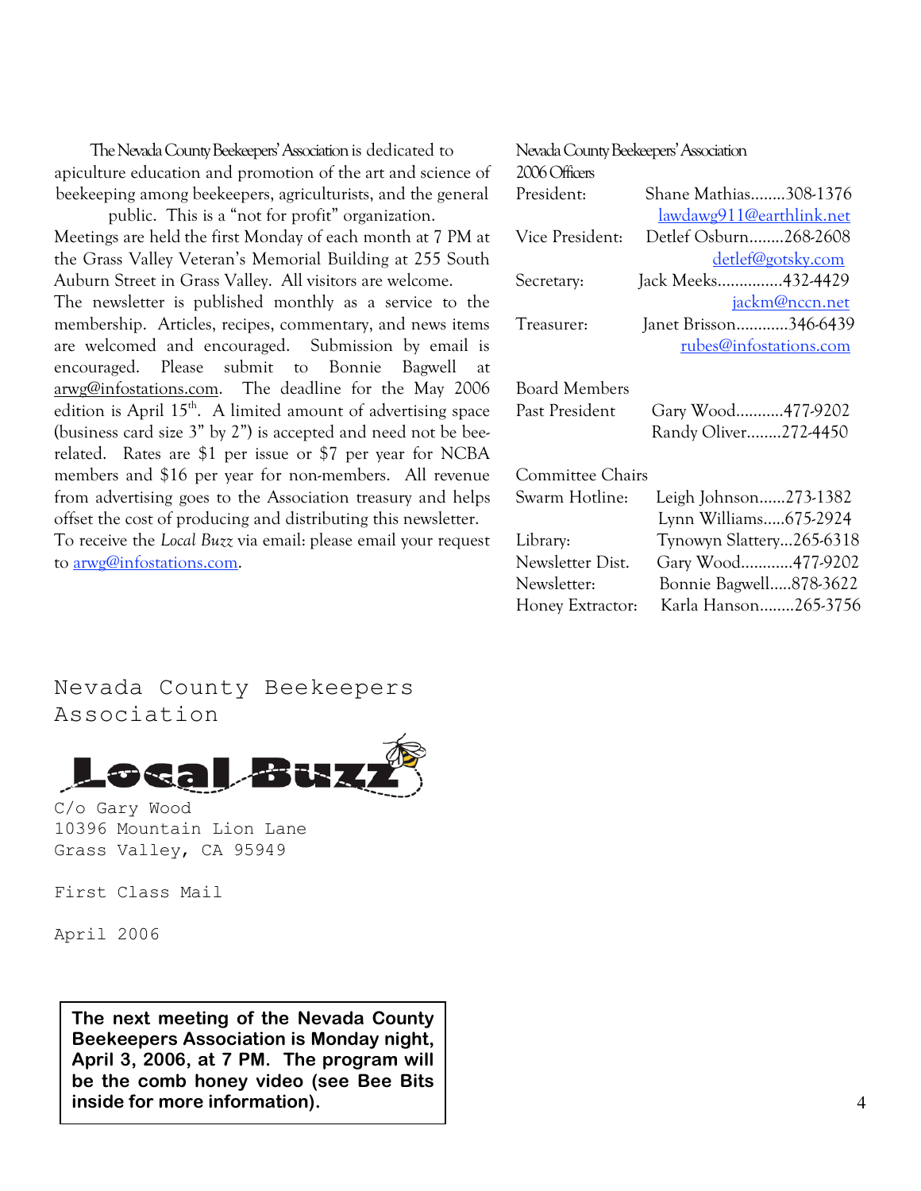The Nevada County Beekeepers' Association is dedicated to apiculture education and promotion of the art and science of beekeeping among beekeepers, agriculturists, and the general public. This is a "not for profit" organization.

Meetings are held the first Monday of each month at 7 PM at the Grass Valley Veteran's Memorial Building at 255 South Auburn Street in Grass Valley. All visitors are welcome.

The newsletter is published monthly as a service to the membership. Articles, recipes, commentary, and news items are welcomed and encouraged. Submission by email is encouraged. Please submit to Bonnie Bagwell at arwg@infostations.com. The deadline for the May 2006 edition is April 15th. A limited amount of advertising space (business card size 3" by 2") is accepted and need not be bee-related. Rates are $1 per issue or $7 per year for NCBA members and $16 per year for non-members. All revenue from advertising goes to the Association treasury and helps offset the cost of producing and distributing this newsletter.

To receive the *Local Buzz* via email: please email your request to arwg@infostations.com.

## Nevada County Beekeepers' Association 2006 Officers

President: Shane Mathias........308-1376
lawdawg911@earthlink.net

Vice President: Detlef Osburn........268-2608
detlef@gotsky.com

Secretary: Jack Meeks...............432-4429
jackm@nccn.net

Treasurer: Janet Brisson............346-6439
rubes@infostations.com

### Board Members

Past President: Gary Wood...........477-9202

Randy Oliver........272-4450

### Committee Chairs

Swarm Hotline: Leigh Johnson......273-1382

Lynn Williams.....675-2924

Library: Tynowyn Slattery...265-6318

Newsletter Dist. Gary Wood............477-9202

Newsletter: Bonnie Bagwell.....878-3622

Honey Extractor: Karla Hanson........265-3756

Nevada County Beekeepers Association

**Local Buzz**

C/o Gary Wood
10396 Mountain Lion Lane
Grass Valley, CA 95949

First Class Mail

April 2006

**The next meeting of the Nevada County Beekeepers Association is Monday night, April 3, 2006, at 7 PM. The program will be the comb honey video (see Bee Bits inside for more information).**